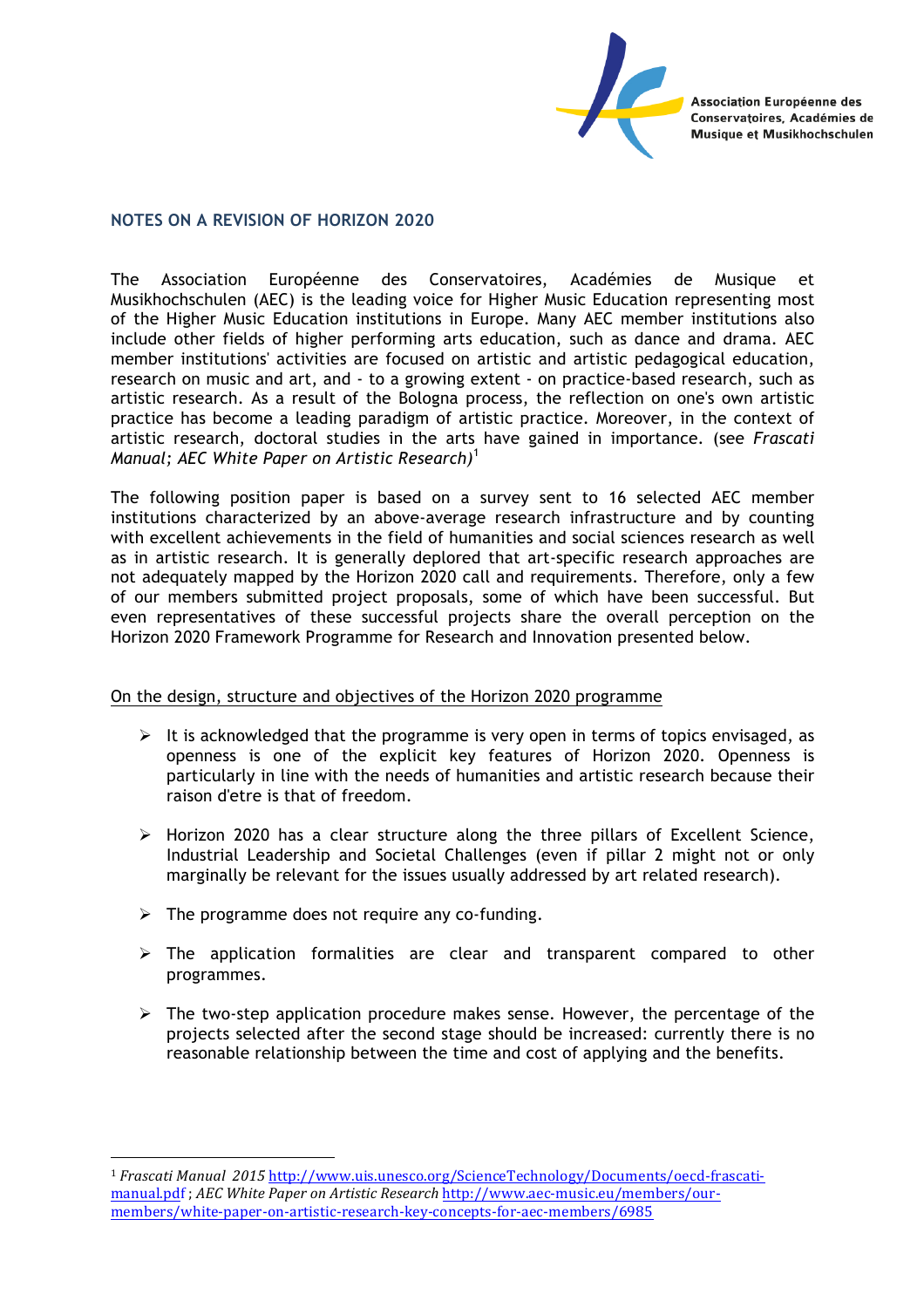Association Européenne des Conservatoires, Académies de Musique et Musikhochschulen

## NOTES ON A REVISION OF HORIZON 2020

The Association Européenne des Conservatoires, Académies de Musique et Musikhochschulen (AEC) is the leading voice for Higher Music Education representing most of the Higher Music Education institutions in Europe. Many AEC member institutions also include other fields of higher performing arts education, such as dance and drama. AEC member institutions' activities are focused on artistic and artistic pedagogical education, research on music and art, and - to a growing extent - on practice-based research, such as artistic research. As a result of the Bologna process, the reflection on one's own artistic practice has become a leading paradigm of artistic practice. Moreover, in the context of artistic research, doctoral studies in the arts have gained in importance. (see *Frascati Manual; AEC White Paper on Artistic Research)*[1]

The following position paper is based on a survey sent to 16 selected AEC member institutions characterized by an above-average research infrastructure and by counting with excellent achievements in the field of humanities and social sciences research as well as in artistic research. It is generally deplored that art-specific research approaches are not adequately mapped by the Horizon 2020 call and requirements. Therefore, only a few of our members submitted project proposals, some of which have been successful. But even representatives of these successful projects share the overall perception on the Horizon 2020 Framework Programme for Research and Innovation presented below.

### On the design, structure and objectives of the Horizon 2020 programme

- It is acknowledged that the programme is very open in terms of topics envisaged, as openness is one of the explicit key features of Horizon 2020. Openness is particularly in line with the needs of humanities and artistic research because their raison d'etre is that of freedom.
- Horizon 2020 has a clear structure along the three pillars of Excellent Science, Industrial Leadership and Societal Challenges (even if pillar 2 might not or only marginally be relevant for the issues usually addressed by art related research).
- The programme does not require any co-funding.
- The application formalities are clear and transparent compared to other programmes.
- The two-step application procedure makes sense. However, the percentage of the projects selected after the second stage should be increased: currently there is no reasonable relationship between the time and cost of applying and the benefits.

---

[1] *Frascati Manual 2015* http://www.uis.unesco.org/ScienceTechnology/Documents/oecd-frascati-manual.pdf ; *AEC White Paper on Artistic Research* http://www.aec-music.eu/members/our-members/white-paper-on-artistic-research-key-concepts-for-aec-members/6985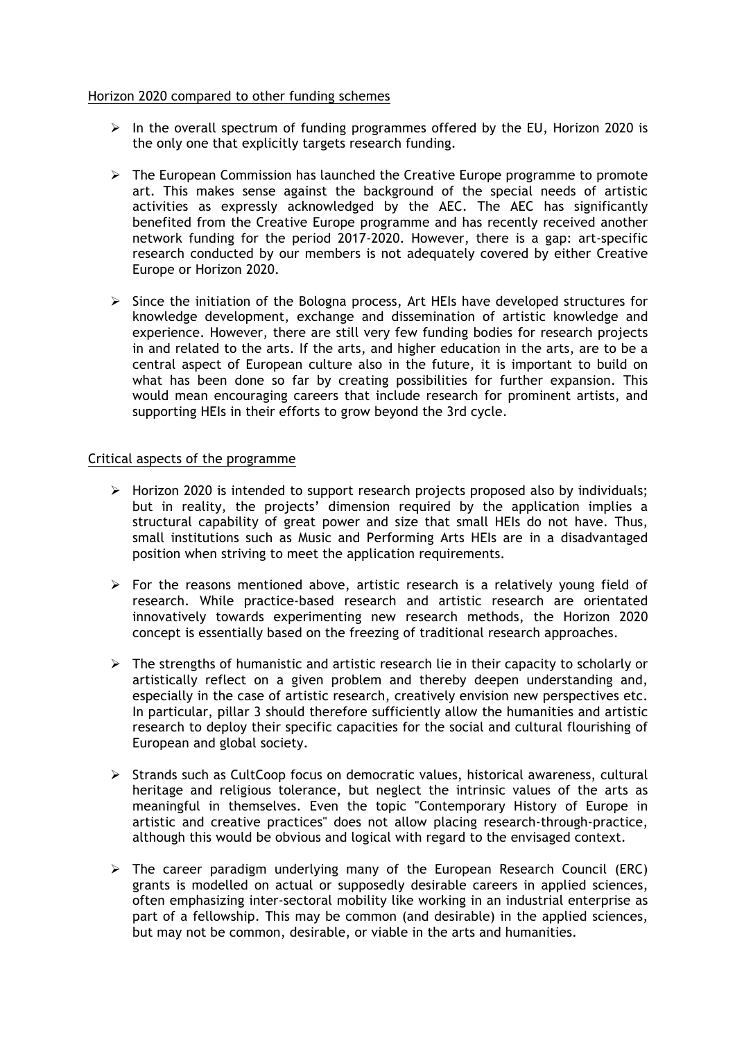Horizon 2020 compared to other funding schemes

- In the overall spectrum of funding programmes offered by the EU, Horizon 2020 is the only one that explicitly targets research funding.

- The European Commission has launched the Creative Europe programme to promote art. This makes sense against the background of the special needs of artistic activities as expressly acknowledged by the AEC. The AEC has significantly benefited from the Creative Europe programme and has recently received another network funding for the period 2017-2020. However, there is a gap: art-specific research conducted by our members is not adequately covered by either Creative Europe or Horizon 2020.

- Since the initiation of the Bologna process, Art HEIs have developed structures for knowledge development, exchange and dissemination of artistic knowledge and experience. However, there are still very few funding bodies for research projects in and related to the arts. If the arts, and higher education in the arts, are to be a central aspect of European culture also in the future, it is important to build on what has been done so far by creating possibilities for further expansion. This would mean encouraging careers that include research for prominent artists, and supporting HEIs in their efforts to grow beyond the 3rd cycle.

Critical aspects of the programme

- Horizon 2020 is intended to support research projects proposed also by individuals; but in reality, the projects' dimension required by the application implies a structural capability of great power and size that small HEIs do not have. Thus, small institutions such as Music and Performing Arts HEIs are in a disadvantaged position when striving to meet the application requirements.

- For the reasons mentioned above, artistic research is a relatively young field of research. While practice-based research and artistic research are orientated innovatively towards experimenting new research methods, the Horizon 2020 concept is essentially based on the freezing of traditional research approaches.

- The strengths of humanistic and artistic research lie in their capacity to scholarly or artistically reflect on a given problem and thereby deepen understanding and, especially in the case of artistic research, creatively envision new perspectives etc. In particular, pillar 3 should therefore sufficiently allow the humanities and artistic research to deploy their specific capacities for the social and cultural flourishing of European and global society.

- Strands such as CultCoop focus on democratic values, historical awareness, cultural heritage and religious tolerance, but neglect the intrinsic values of the arts as meaningful in themselves. Even the topic "Contemporary History of Europe in artistic and creative practices" does not allow placing research-through-practice, although this would be obvious and logical with regard to the envisaged context.

- The career paradigm underlying many of the European Research Council (ERC) grants is modelled on actual or supposedly desirable careers in applied sciences, often emphasizing inter-sectoral mobility like working in an industrial enterprise as part of a fellowship. This may be common (and desirable) in the applied sciences, but may not be common, desirable, or viable in the arts and humanities.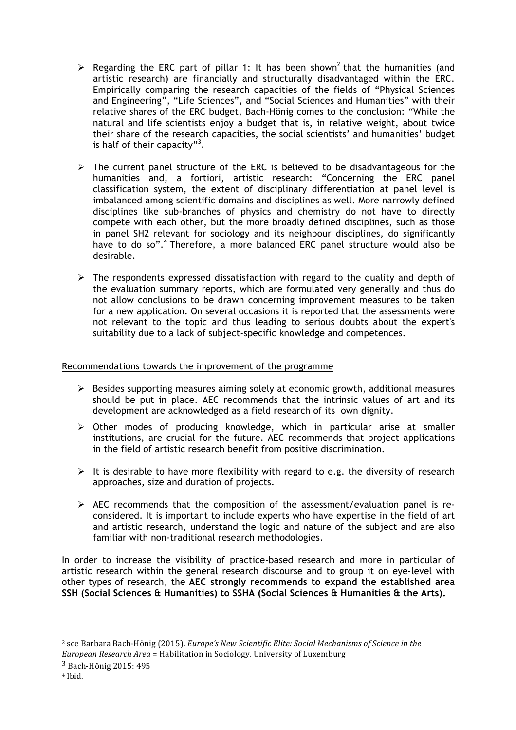- Regarding the ERC part of pillar 1: It has been shown[2] that the humanities (and artistic research) are financially and structurally disadvantaged within the ERC. Empirically comparing the research capacities of the fields of "Physical Sciences and Engineering", "Life Sciences", and "Social Sciences and Humanities" with their relative shares of the ERC budget, Bach-Hönig comes to the conclusion: "While the natural and life scientists enjoy a budget that is, in relative weight, about twice their share of the research capacities, the social scientists' and humanities' budget is half of their capacity"[3].

- The current panel structure of the ERC is believed to be disadvantageous for the humanities and, a fortiori, artistic research: "Concerning the ERC panel classification system, the extent of disciplinary differentiation at panel level is imbalanced among scientific domains and disciplines as well. More narrowly defined disciplines like sub-branches of physics and chemistry do not have to directly compete with each other, but the more broadly defined disciplines, such as those in panel SH2 relevant for sociology and its neighbour disciplines, do significantly have to do so".[4] Therefore, a more balanced ERC panel structure would also be desirable.

- The respondents expressed dissatisfaction with regard to the quality and depth of the evaluation summary reports, which are formulated very generally and thus do not allow conclusions to be drawn concerning improvement measures to be taken for a new application. On several occasions it is reported that the assessments were not relevant to the topic and thus leading to serious doubts about the expert's suitability due to a lack of subject-specific knowledge and competences.

<u>Recommendations towards the improvement of the programme</u>

- Besides supporting measures aiming solely at economic growth, additional measures should be put in place. AEC recommends that the intrinsic values of art and its development are acknowledged as a field research of its own dignity.

- Other modes of producing knowledge, which in particular arise at smaller institutions, are crucial for the future. AEC recommends that project applications in the field of artistic research benefit from positive discrimination.

- It is desirable to have more flexibility with regard to e.g. the diversity of research approaches, size and duration of projects.

- AEC recommends that the composition of the assessment/evaluation panel is re-considered. It is important to include experts who have expertise in the field of art and artistic research, understand the logic and nature of the subject and are also familiar with non-traditional research methodologies.

In order to increase the visibility of practice-based research and more in particular of artistic research within the general research discourse and to group it on eye-level with other types of research, the **AEC strongly recommends to expand the established area SSH (Social Sciences & Humanities) to SSHA (Social Sciences & Humanities & the Arts).**

---

[2] see Barbara Bach-Hönig (2015). *Europe's New Scientific Elite: Social Mechanisms of Science in the European Research Area* = Habilitation in Sociology, University of Luxemburg

[3] Bach-Hönig 2015: 495

[4] Ibid.